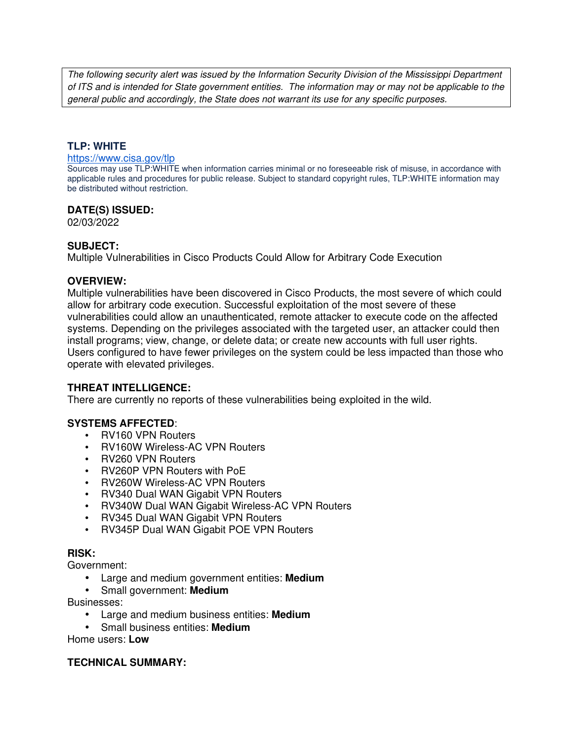*The following security alert was issued by the Information Security Division of the Mississippi Department of ITS and is intended for State government entities. The information may or may not be applicable to the general public and accordingly, the State does not warrant its use for any specific purposes.*

**TLP: WHITE**

https://www.cisa.gov/tlp

Sources may use TLP:WHITE when information carries minimal or no foreseeable risk of misuse, in accordance with applicable rules and procedures for public release. Subject to standard copyright rules, TLP:WHITE information may be distributed without restriction.

**DATE(S) ISSUED:**

02/03/2022

**SUBJECT:**

Multiple Vulnerabilities in Cisco Products Could Allow for Arbitrary Code Execution

**OVERVIEW:**

Multiple vulnerabilities have been discovered in Cisco Products, the most severe of which could allow for arbitrary code execution. Successful exploitation of the most severe of these vulnerabilities could allow an unauthenticated, remote attacker to execute code on the affected systems. Depending on the privileges associated with the targeted user, an attacker could then install programs; view, change, or delete data; or create new accounts with full user rights. Users configured to have fewer privileges on the system could be less impacted than those who operate with elevated privileges.

**THREAT INTELLIGENCE:**

There are currently no reports of these vulnerabilities being exploited in the wild.

**SYSTEMS AFFECTED**:

- RV160 VPN Routers
- RV160W Wireless-AC VPN Routers
- RV260 VPN Routers
- RV260P VPN Routers with PoE
- RV260W Wireless-AC VPN Routers
- RV340 Dual WAN Gigabit VPN Routers
- RV340W Dual WAN Gigabit Wireless-AC VPN Routers
- RV345 Dual WAN Gigabit VPN Routers
- RV345P Dual WAN Gigabit POE VPN Routers

**RISK:**

Government:

- Large and medium government entities: **Medium**
- Small government: **Medium**

Businesses:

- Large and medium business entities: **Medium**
- Small business entities: **Medium**

Home users: **Low**

**TECHNICAL SUMMARY:**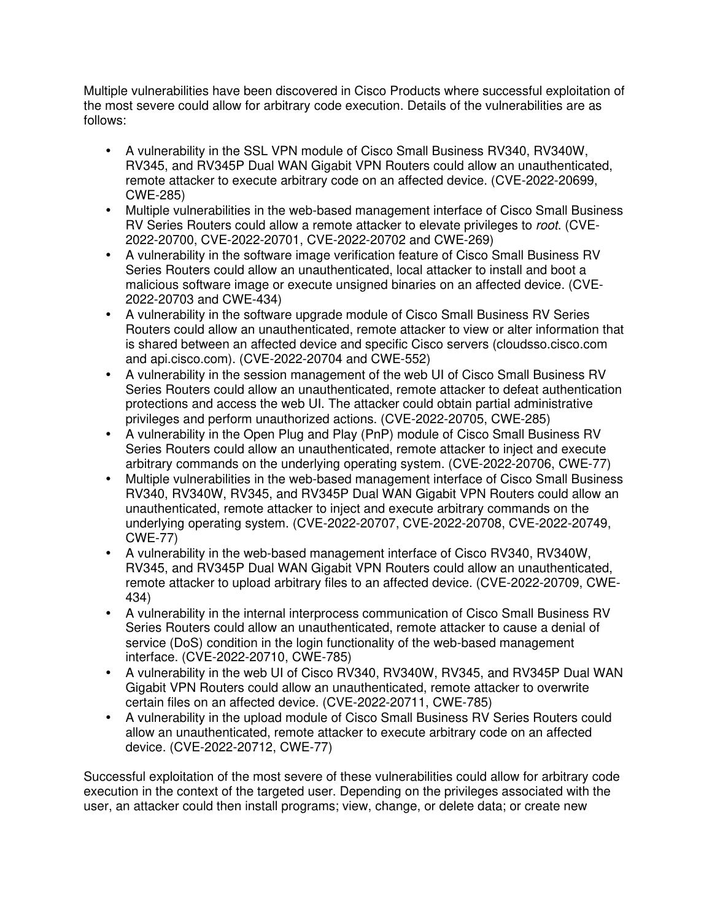Multiple vulnerabilities have been discovered in Cisco Products where successful exploitation of the most severe could allow for arbitrary code execution. Details of the vulnerabilities are as follows:

- A vulnerability in the SSL VPN module of Cisco Small Business RV340, RV340W, RV345, and RV345P Dual WAN Gigabit VPN Routers could allow an unauthenticated, remote attacker to execute arbitrary code on an affected device. (CVE-2022-20699, CWE-285)
- Multiple vulnerabilities in the web-based management interface of Cisco Small Business RV Series Routers could allow a remote attacker to elevate privileges to *root*. (CVE-2022-20700, CVE-2022-20701, CVE-2022-20702 and CWE-269)
- A vulnerability in the software image verification feature of Cisco Small Business RV Series Routers could allow an unauthenticated, local attacker to install and boot a malicious software image or execute unsigned binaries on an affected device. (CVE-2022-20703 and CWE-434)
- A vulnerability in the software upgrade module of Cisco Small Business RV Series Routers could allow an unauthenticated, remote attacker to view or alter information that is shared between an affected device and specific Cisco servers (cloudsso.cisco.com and api.cisco.com). (CVE-2022-20704 and CWE-552)
- A vulnerability in the session management of the web UI of Cisco Small Business RV Series Routers could allow an unauthenticated, remote attacker to defeat authentication protections and access the web UI. The attacker could obtain partial administrative privileges and perform unauthorized actions. (CVE-2022-20705, CWE-285)
- A vulnerability in the Open Plug and Play (PnP) module of Cisco Small Business RV Series Routers could allow an unauthenticated, remote attacker to inject and execute arbitrary commands on the underlying operating system. (CVE-2022-20706, CWE-77)
- Multiple vulnerabilities in the web-based management interface of Cisco Small Business RV340, RV340W, RV345, and RV345P Dual WAN Gigabit VPN Routers could allow an unauthenticated, remote attacker to inject and execute arbitrary commands on the underlying operating system. (CVE-2022-20707, CVE-2022-20708, CVE-2022-20749, CWE-77)
- A vulnerability in the web-based management interface of Cisco RV340, RV340W, RV345, and RV345P Dual WAN Gigabit VPN Routers could allow an unauthenticated, remote attacker to upload arbitrary files to an affected device. (CVE-2022-20709, CWE-434)
- A vulnerability in the internal interprocess communication of Cisco Small Business RV Series Routers could allow an unauthenticated, remote attacker to cause a denial of service (DoS) condition in the login functionality of the web-based management interface. (CVE-2022-20710, CWE-785)
- A vulnerability in the web UI of Cisco RV340, RV340W, RV345, and RV345P Dual WAN Gigabit VPN Routers could allow an unauthenticated, remote attacker to overwrite certain files on an affected device. (CVE-2022-20711, CWE-785)
- A vulnerability in the upload module of Cisco Small Business RV Series Routers could allow an unauthenticated, remote attacker to execute arbitrary code on an affected device. (CVE-2022-20712, CWE-77)

Successful exploitation of the most severe of these vulnerabilities could allow for arbitrary code execution in the context of the targeted user. Depending on the privileges associated with the user, an attacker could then install programs; view, change, or delete data; or create new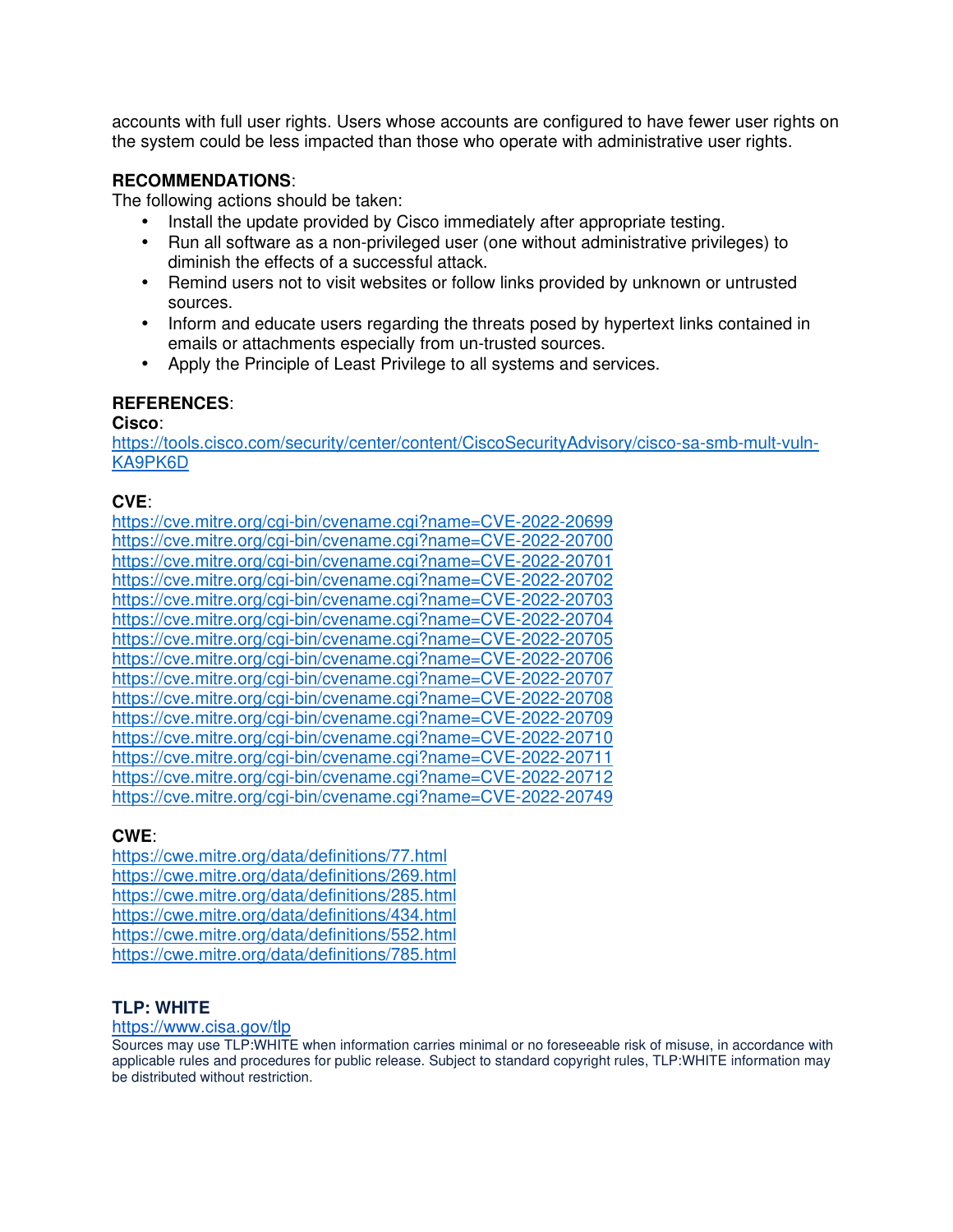accounts with full user rights. Users whose accounts are configured to have fewer user rights on the system could be less impacted than those who operate with administrative user rights.

**RECOMMENDATIONS**:

The following actions should be taken:

- Install the update provided by Cisco immediately after appropriate testing.
- Run all software as a non-privileged user (one without administrative privileges) to diminish the effects of a successful attack.
- Remind users not to visit websites or follow links provided by unknown or untrusted sources.
- Inform and educate users regarding the threats posed by hypertext links contained in emails or attachments especially from un-trusted sources.
- Apply the Principle of Least Privilege to all systems and services.

**REFERENCES**:

**Cisco**:

https://tools.cisco.com/security/center/content/CiscoSecurityAdvisory/cisco-sa-smb-mult-vuln-KA9PK6D

**CVE**:

https://cve.mitre.org/cgi-bin/cvename.cgi?name=CVE-2022-20699
https://cve.mitre.org/cgi-bin/cvename.cgi?name=CVE-2022-20700
https://cve.mitre.org/cgi-bin/cvename.cgi?name=CVE-2022-20701
https://cve.mitre.org/cgi-bin/cvename.cgi?name=CVE-2022-20702
https://cve.mitre.org/cgi-bin/cvename.cgi?name=CVE-2022-20703
https://cve.mitre.org/cgi-bin/cvename.cgi?name=CVE-2022-20704
https://cve.mitre.org/cgi-bin/cvename.cgi?name=CVE-2022-20705
https://cve.mitre.org/cgi-bin/cvename.cgi?name=CVE-2022-20706
https://cve.mitre.org/cgi-bin/cvename.cgi?name=CVE-2022-20707
https://cve.mitre.org/cgi-bin/cvename.cgi?name=CVE-2022-20708
https://cve.mitre.org/cgi-bin/cvename.cgi?name=CVE-2022-20709
https://cve.mitre.org/cgi-bin/cvename.cgi?name=CVE-2022-20710
https://cve.mitre.org/cgi-bin/cvename.cgi?name=CVE-2022-20711
https://cve.mitre.org/cgi-bin/cvename.cgi?name=CVE-2022-20712
https://cve.mitre.org/cgi-bin/cvename.cgi?name=CVE-2022-20749

**CWE**:

https://cwe.mitre.org/data/definitions/77.html
https://cwe.mitre.org/data/definitions/269.html
https://cwe.mitre.org/data/definitions/285.html
https://cwe.mitre.org/data/definitions/434.html
https://cwe.mitre.org/data/definitions/552.html
https://cwe.mitre.org/data/definitions/785.html

**TLP: WHITE**

https://www.cisa.gov/tlp

Sources may use TLP:WHITE when information carries minimal or no foreseeable risk of misuse, in accordance with applicable rules and procedures for public release. Subject to standard copyright rules, TLP:WHITE information may be distributed without restriction.